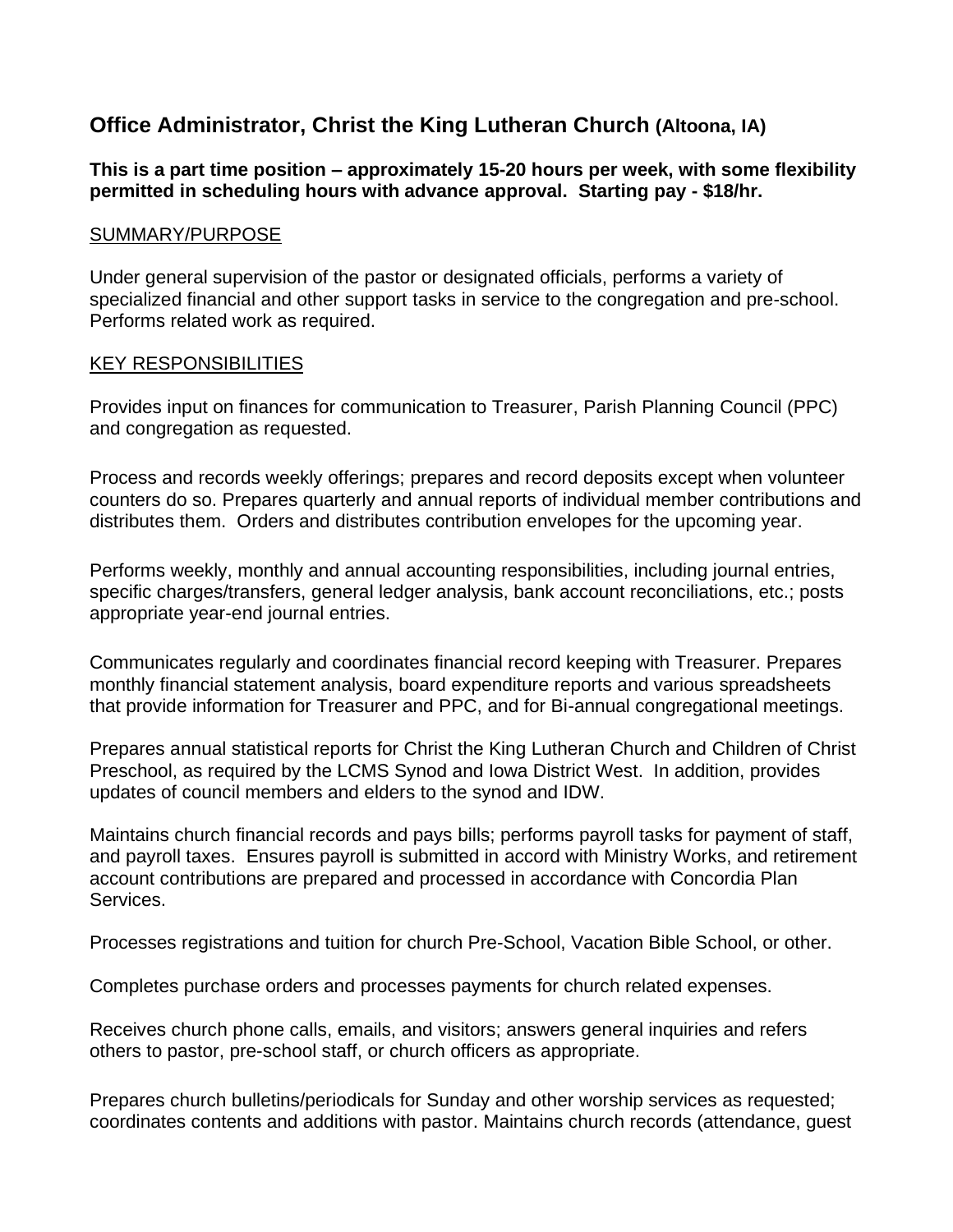## Office Administrator, Christ the King Lutheran Church (Altoona, IA)

**This is a part time position – approximately 15-20 hours per week, with some flexibility permitted in scheduling hours with advance approval. Starting pay - $18/hr.**

<u>SUMMARY/PURPOSE</u>

Under general supervision of the pastor or designated officials, performs a variety of specialized financial and other support tasks in service to the congregation and pre-school. Performs related work as required.

<u>KEY RESPONSIBILITIES</u>

Provides input on finances for communication to Treasurer, Parish Planning Council (PPC) and congregation as requested.

Process and records weekly offerings; prepares and record deposits except when volunteer counters do so. Prepares quarterly and annual reports of individual member contributions and distributes them. Orders and distributes contribution envelopes for the upcoming year.

Performs weekly, monthly and annual accounting responsibilities, including journal entries, specific charges/transfers, general ledger analysis, bank account reconciliations, etc.; posts appropriate year-end journal entries.

Communicates regularly and coordinates financial record keeping with Treasurer. Prepares monthly financial statement analysis, board expenditure reports and various spreadsheets that provide information for Treasurer and PPC, and for Bi-annual congregational meetings.

Prepares annual statistical reports for Christ the King Lutheran Church and Children of Christ Preschool, as required by the LCMS Synod and Iowa District West. In addition, provides updates of council members and elders to the synod and IDW.

Maintains church financial records and pays bills; performs payroll tasks for payment of staff, and payroll taxes. Ensures payroll is submitted in accord with Ministry Works, and retirement account contributions are prepared and processed in accordance with Concordia Plan Services.

Processes registrations and tuition for church Pre-School, Vacation Bible School, or other.

Completes purchase orders and processes payments for church related expenses.

Receives church phone calls, emails, and visitors; answers general inquiries and refers others to pastor, pre-school staff, or church officers as appropriate.

Prepares church bulletins/periodicals for Sunday and other worship services as requested; coordinates contents and additions with pastor. Maintains church records (attendance, guest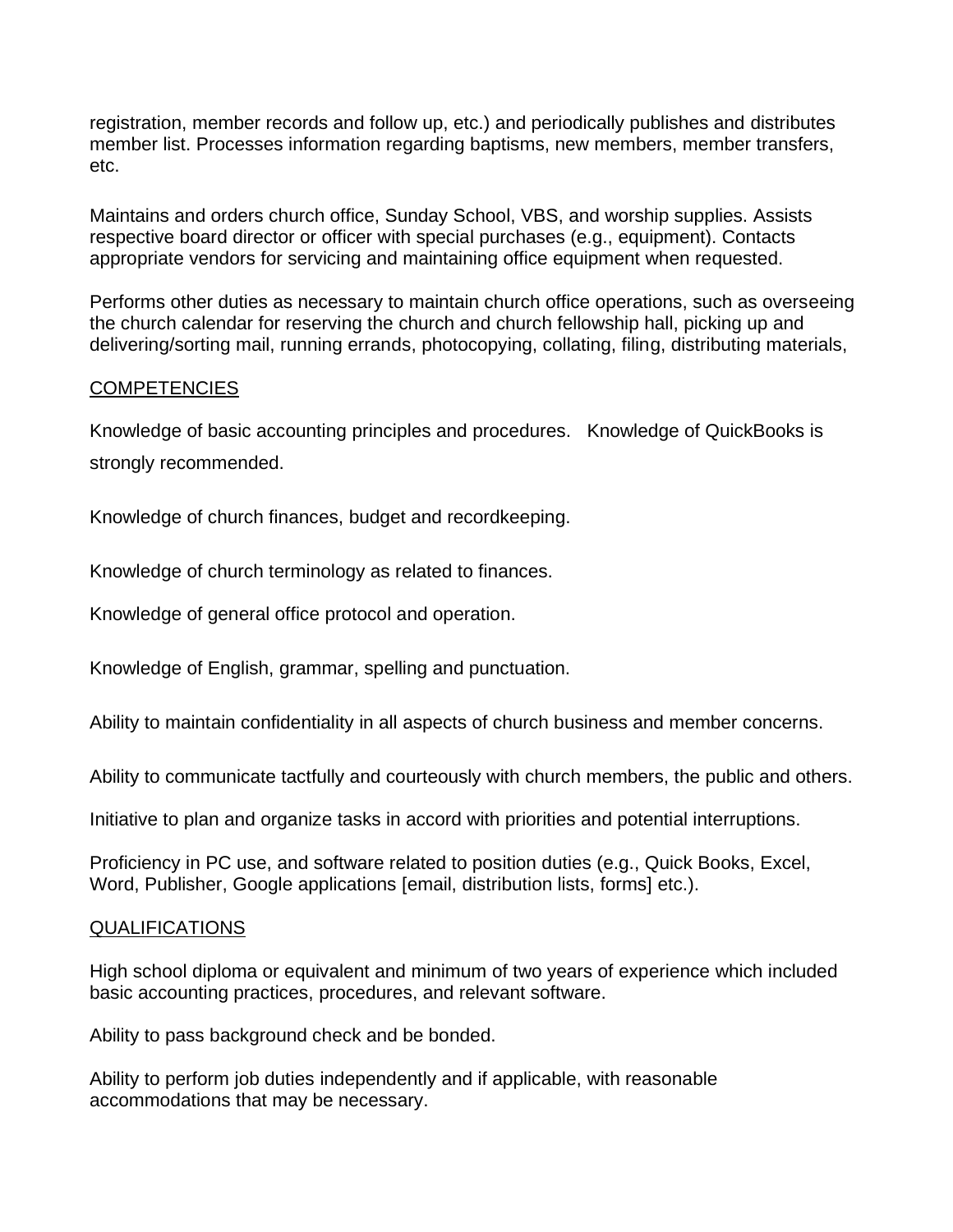registration, member records and follow up, etc.) and periodically publishes and distributes member list. Processes information regarding baptisms, new members, member transfers, etc.

Maintains and orders church office, Sunday School, VBS, and worship supplies. Assists respective board director or officer with special purchases (e.g., equipment). Contacts appropriate vendors for servicing and maintaining office equipment when requested.

Performs other duties as necessary to maintain church office operations, such as overseeing the church calendar for reserving the church and church fellowship hall, picking up and delivering/sorting mail, running errands, photocopying, collating, filing, distributing materials,

<u>COMPETENCIES</u>

Knowledge of basic accounting principles and procedures.   Knowledge of QuickBooks is strongly recommended.

Knowledge of church finances, budget and recordkeeping.

Knowledge of church terminology as related to finances.

Knowledge of general office protocol and operation.

Knowledge of English, grammar, spelling and punctuation.

Ability to maintain confidentiality in all aspects of church business and member concerns.

Ability to communicate tactfully and courteously with church members, the public and others.

Initiative to plan and organize tasks in accord with priorities and potential interruptions.

Proficiency in PC use, and software related to position duties (e.g., Quick Books, Excel, Word, Publisher, Google applications [email, distribution lists, forms] etc.).

<u>QUALIFICATIONS</u>

High school diploma or equivalent and minimum of two years of experience which included basic accounting practices, procedures, and relevant software.

Ability to pass background check and be bonded.

Ability to perform job duties independently and if applicable, with reasonable accommodations that may be necessary.